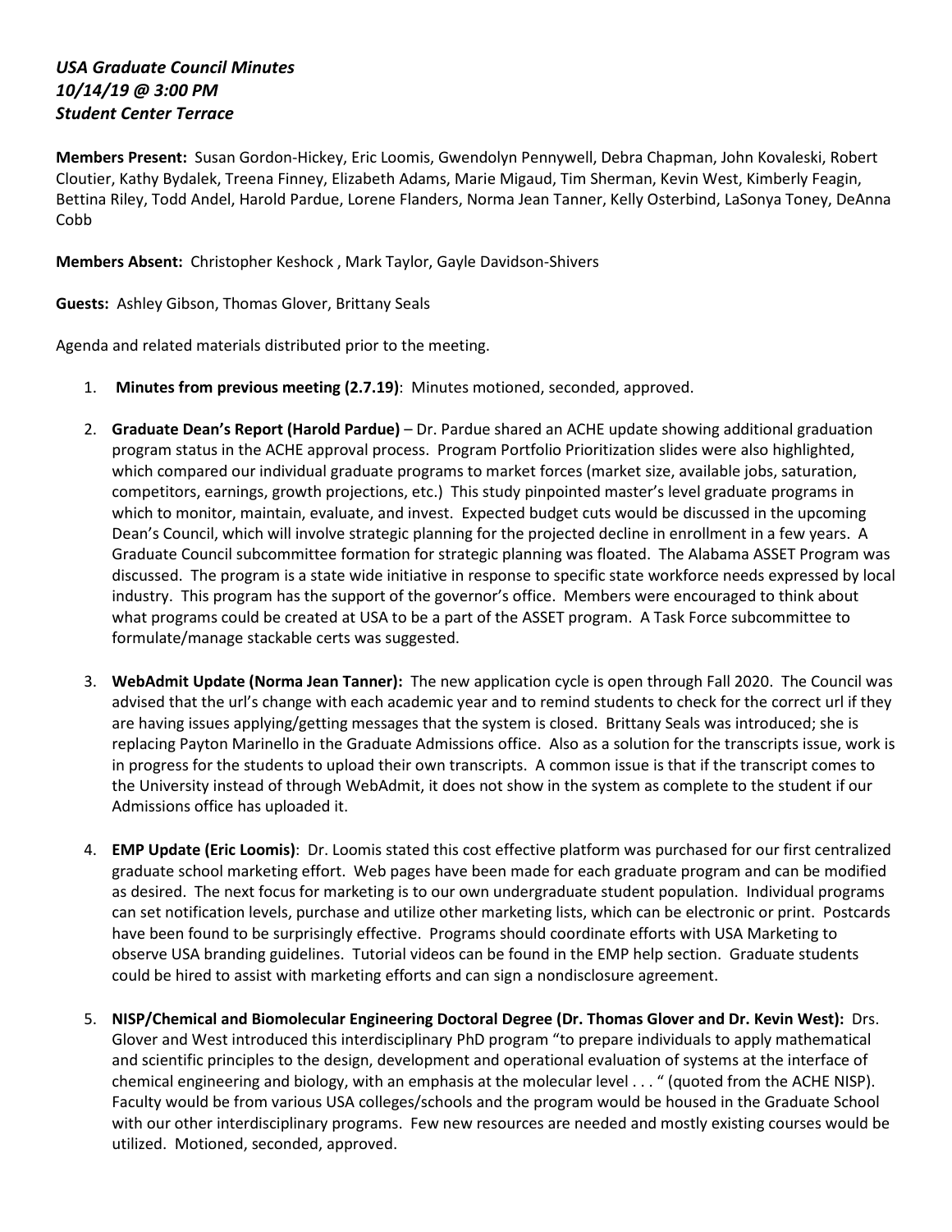***USA Graduate Council Minutes***
***10/14/19 @ 3:00 PM***
***Student Center Terrace***

**Members Present:** Susan Gordon-Hickey, Eric Loomis, Gwendolyn Pennywell, Debra Chapman, John Kovaleski, Robert Cloutier, Kathy Bydalek, Treena Finney, Elizabeth Adams, Marie Migaud, Tim Sherman, Kevin West, Kimberly Feagin, Bettina Riley, Todd Andel, Harold Pardue, Lorene Flanders, Norma Jean Tanner, Kelly Osterbind, LaSonya Toney, DeAnna Cobb

**Members Absent:** Christopher Keshock , Mark Taylor, Gayle Davidson-Shivers

**Guests:** Ashley Gibson, Thomas Glover, Brittany Seals

Agenda and related materials distributed prior to the meeting.

1. **Minutes from previous meeting (2.7.19)**: Minutes motioned, seconded, approved.

2. **Graduate Dean's Report (Harold Pardue)** – Dr. Pardue shared an ACHE update showing additional graduation program status in the ACHE approval process. Program Portfolio Prioritization slides were also highlighted, which compared our individual graduate programs to market forces (market size, available jobs, saturation, competitors, earnings, growth projections, etc.) This study pinpointed master's level graduate programs in which to monitor, maintain, evaluate, and invest. Expected budget cuts would be discussed in the upcoming Dean's Council, which will involve strategic planning for the projected decline in enrollment in a few years. A Graduate Council subcommittee formation for strategic planning was floated. The Alabama ASSET Program was discussed. The program is a state wide initiative in response to specific state workforce needs expressed by local industry. This program has the support of the governor's office. Members were encouraged to think about what programs could be created at USA to be a part of the ASSET program. A Task Force subcommittee to formulate/manage stackable certs was suggested.

3. **WebAdmit Update (Norma Jean Tanner):** The new application cycle is open through Fall 2020. The Council was advised that the url's change with each academic year and to remind students to check for the correct url if they are having issues applying/getting messages that the system is closed. Brittany Seals was introduced; she is replacing Payton Marinello in the Graduate Admissions office. Also as a solution for the transcripts issue, work is in progress for the students to upload their own transcripts. A common issue is that if the transcript comes to the University instead of through WebAdmit, it does not show in the system as complete to the student if our Admissions office has uploaded it.

4. **EMP Update (Eric Loomis)**: Dr. Loomis stated this cost effective platform was purchased for our first centralized graduate school marketing effort. Web pages have been made for each graduate program and can be modified as desired. The next focus for marketing is to our own undergraduate student population. Individual programs can set notification levels, purchase and utilize other marketing lists, which can be electronic or print. Postcards have been found to be surprisingly effective. Programs should coordinate efforts with USA Marketing to observe USA branding guidelines. Tutorial videos can be found in the EMP help section. Graduate students could be hired to assist with marketing efforts and can sign a nondisclosure agreement.

5. **NISP/Chemical and Biomolecular Engineering Doctoral Degree (Dr. Thomas Glover and Dr. Kevin West):** Drs. Glover and West introduced this interdisciplinary PhD program "to prepare individuals to apply mathematical and scientific principles to the design, development and operational evaluation of systems at the interface of chemical engineering and biology, with an emphasis at the molecular level . . . " (quoted from the ACHE NISP). Faculty would be from various USA colleges/schools and the program would be housed in the Graduate School with our other interdisciplinary programs. Few new resources are needed and mostly existing courses would be utilized. Motioned, seconded, approved.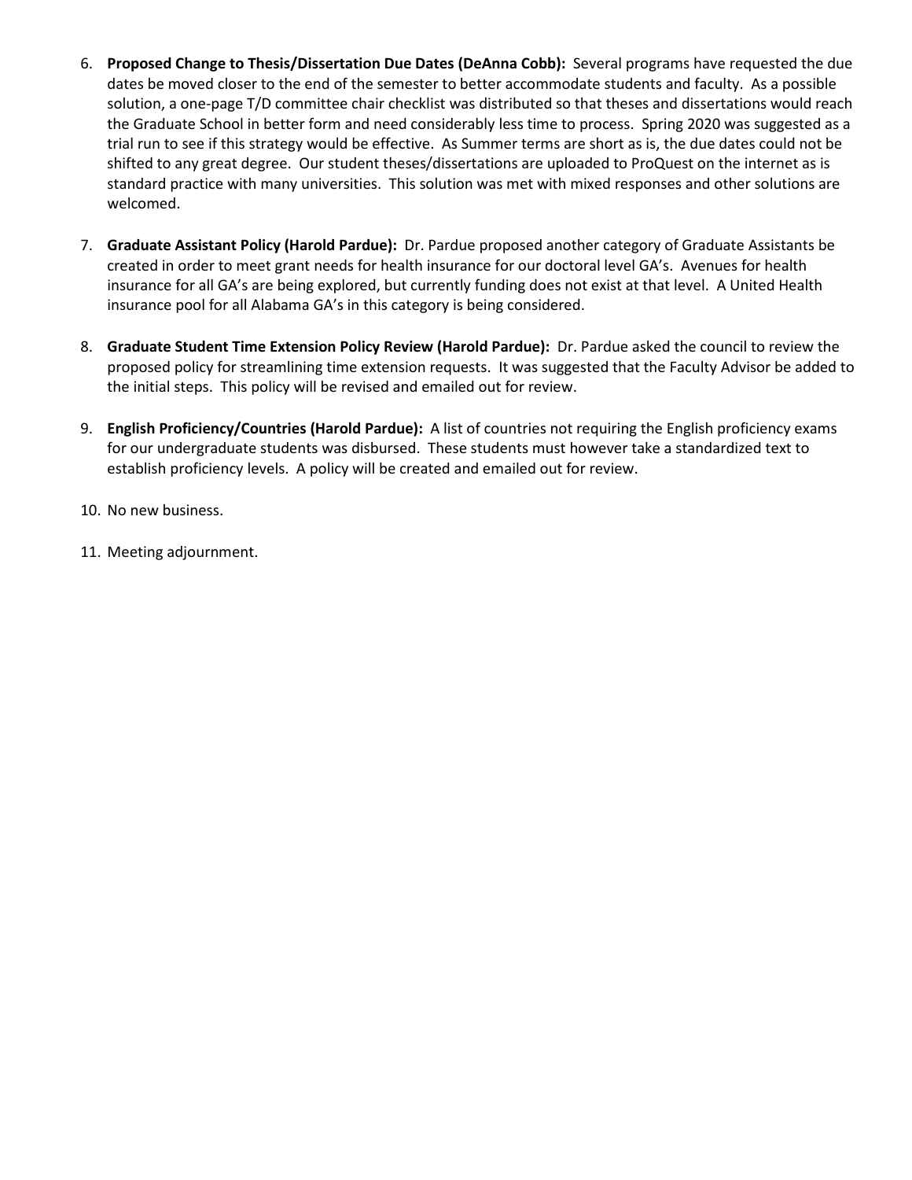6. **Proposed Change to Thesis/Dissertation Due Dates (DeAnna Cobb):** Several programs have requested the due dates be moved closer to the end of the semester to better accommodate students and faculty. As a possible solution, a one-page T/D committee chair checklist was distributed so that theses and dissertations would reach the Graduate School in better form and need considerably less time to process. Spring 2020 was suggested as a trial run to see if this strategy would be effective. As Summer terms are short as is, the due dates could not be shifted to any great degree. Our student theses/dissertations are uploaded to ProQuest on the internet as is standard practice with many universities. This solution was met with mixed responses and other solutions are welcomed.

7. **Graduate Assistant Policy (Harold Pardue):** Dr. Pardue proposed another category of Graduate Assistants be created in order to meet grant needs for health insurance for our doctoral level GA's. Avenues for health insurance for all GA's are being explored, but currently funding does not exist at that level. A United Health insurance pool for all Alabama GA's in this category is being considered.

8. **Graduate Student Time Extension Policy Review (Harold Pardue):** Dr. Pardue asked the council to review the proposed policy for streamlining time extension requests. It was suggested that the Faculty Advisor be added to the initial steps. This policy will be revised and emailed out for review.

9. **English Proficiency/Countries (Harold Pardue):** A list of countries not requiring the English proficiency exams for our undergraduate students was disbursed. These students must however take a standardized text to establish proficiency levels. A policy will be created and emailed out for review.

10. No new business.

11. Meeting adjournment.